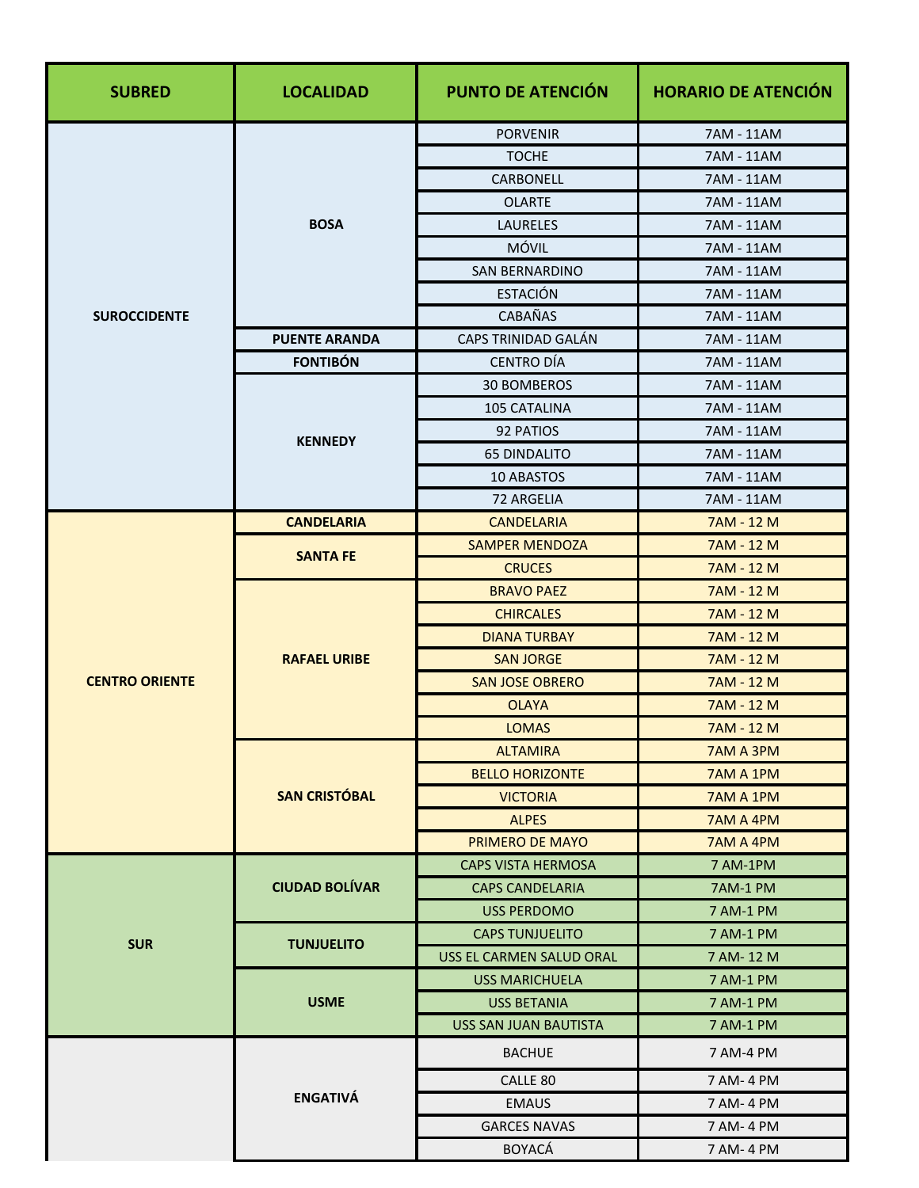| SUBRED | LOCALIDAD | PUNTO DE ATENCIÓN | HORARIO DE ATENCIÓN |
|---|---|---|---|
| SUROCCIDENTE | BOSA | PORVENIR | 7AM - 11AM |
| | | TOCHE | 7AM - 11AM |
| | | CARBONELL | 7AM - 11AM |
| | | OLARTE | 7AM - 11AM |
| | | LAURELES | 7AM - 11AM |
| | | MÓVIL | 7AM - 11AM |
| | | SAN BERNARDINO | 7AM - 11AM |
| | | ESTACIÓN | 7AM - 11AM |
| | | CABAÑAS | 7AM - 11AM |
| | PUENTE ARANDA | CAPS TRINIDAD GALÁN | 7AM - 11AM |
| | FONTIBÓN | CENTRO DÍA | 7AM - 11AM |
| | KENNEDY | 30 BOMBEROS | 7AM - 11AM |
| | | 105 CATALINA | 7AM - 11AM |
| | | 92 PATIOS | 7AM - 11AM |
| | | 65 DINDALITO | 7AM - 11AM |
| | | 10 ABASTOS | 7AM - 11AM |
| | | 72 ARGELIA | 7AM - 11AM |
| CENTRO ORIENTE | CANDELARIA | CANDELARIA | 7AM - 12 M |
| | SANTA FE | SAMPER MENDOZA | 7AM - 12 M |
| | | CRUCES | 7AM - 12 M |
| | RAFAEL URIBE | BRAVO PAEZ | 7AM - 12 M |
| | | CHIRCALES | 7AM - 12 M |
| | | DIANA TURBAY | 7AM - 12 M |
| | | SAN JORGE | 7AM - 12 M |
| | | SAN JOSE OBRERO | 7AM - 12 M |
| | | OLAYA | 7AM - 12 M |
| | | LOMAS | 7AM - 12 M |
| | SAN CRISTÓBAL | ALTAMIRA | 7AM A 3PM |
| | | BELLO HORIZONTE | 7AM A 1PM |
| | | VICTORIA | 7AM A 1PM |
| | | ALPES | 7AM A 4PM |
| | | PRIMERO DE MAYO | 7AM A 4PM |
| SUR | CIUDAD BOLÍVAR | CAPS VISTA HERMOSA | 7 AM-1PM |
| | | CAPS CANDELARIA | 7AM-1 PM |
| | | USS PERDOMO | 7 AM-1 PM |
| | TUNJUELITO | CAPS TUNJUELITO | 7 AM-1 PM |
| | | USS EL CARMEN SALUD ORAL | 7 AM- 12 M |
| | USME | USS MARICHUELA | 7 AM-1 PM |
| | | USS BETANIA | 7 AM-1 PM |
| | | USS SAN JUAN BAUTISTA | 7 AM-1 PM |
| | ENGATIVÁ | BACHUE | 7 AM-4 PM |
| | | CALLE 80 | 7 AM- 4 PM |
| | | EMAUS | 7 AM- 4 PM |
| | | GARCES NAVAS | 7 AM- 4 PM |
| | | BOYACÁ | 7 AM- 4 PM |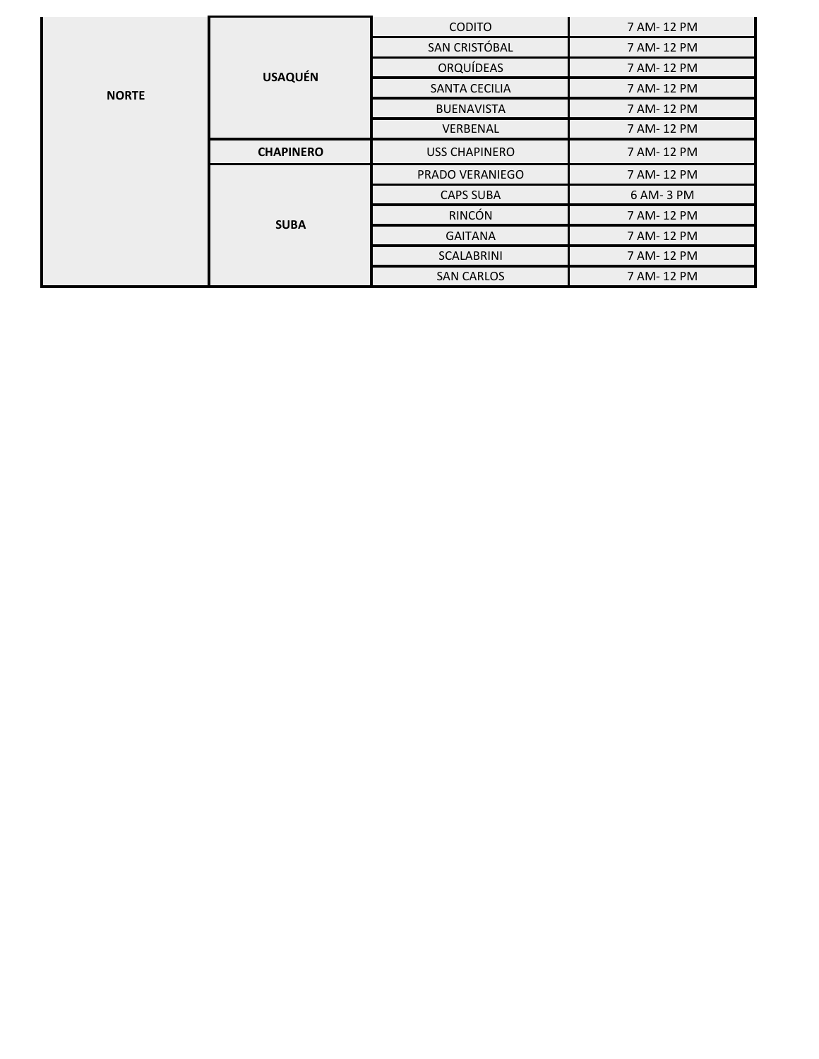| | | | |
|---|---|---|---|
| NORTE | USAQUÉN | CODITO | 7 AM- 12 PM |
| | | SAN CRISTÓBAL | 7 AM- 12 PM |
| | | ORQUÍDEAS | 7 AM- 12 PM |
| | | SANTA CECILIA | 7 AM- 12 PM |
| | | BUENAVISTA | 7 AM- 12 PM |
| | | VERBENAL | 7 AM- 12 PM |
| | CHAPINERO | USS CHAPINERO | 7 AM- 12 PM |
| | SUBA | PRADO VERANIEGO | 7 AM- 12 PM |
| | | CAPS SUBA | 6 AM- 3 PM |
| | | RINCÓN | 7 AM- 12 PM |
| | | GAITANA | 7 AM- 12 PM |
| | | SCALABRINI | 7 AM- 12 PM |
| | | SAN CARLOS | 7 AM- 12 PM |